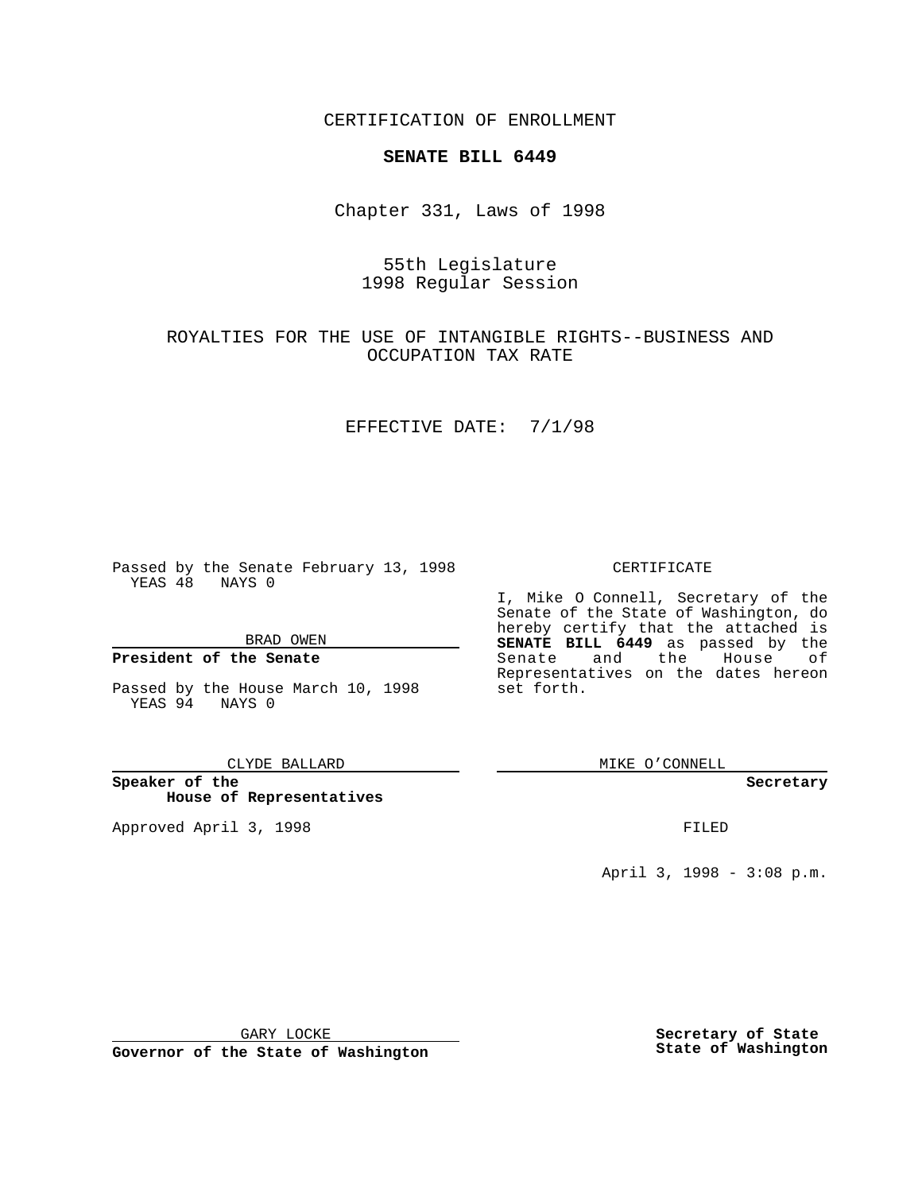CERTIFICATION OF ENROLLMENT

**SENATE BILL 6449**

Chapter 331, Laws of 1998

55th Legislature
1998 Regular Session

ROYALTIES FOR THE USE OF INTANGIBLE RIGHTS--BUSINESS AND OCCUPATION TAX RATE

EFFECTIVE DATE: 7/1/98

Passed by the Senate February 13, 1998
YEAS 48 NAYS 0

BRAD OWEN

**President of the Senate**

Passed by the House March 10, 1998
YEAS 94 NAYS 0

CLYDE BALLARD

**Speaker of the House of Representatives**

Approved April 3, 1998

GARY LOCKE

**Governor of the State of Washington**

CERTIFICATE

I, Mike O Connell, Secretary of the Senate of the State of Washington, do hereby certify that the attached is **SENATE BILL 6449** as passed by the Senate and the House of Representatives on the dates hereon set forth.

MIKE O'CONNELL

**Secretary**

FILED

April 3, 1998 - 3:08 p.m.

**Secretary of State**
**State of Washington**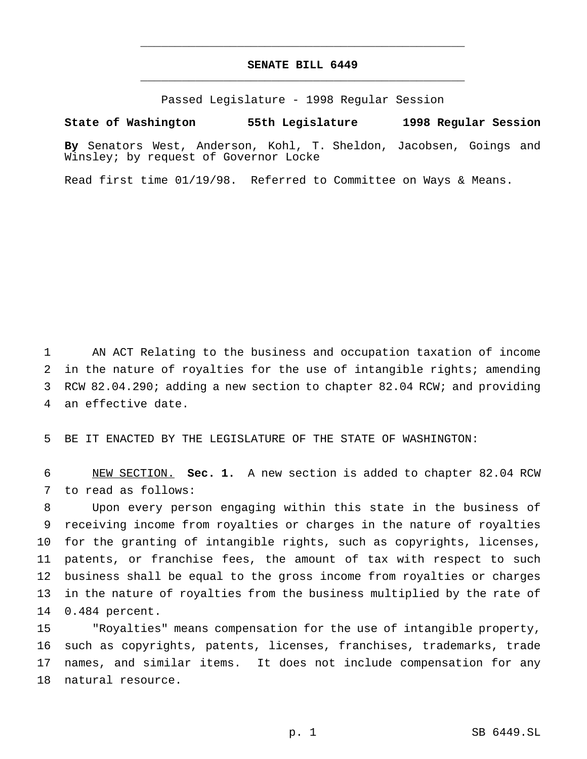# SENATE BILL 6449

Passed Legislature - 1998 Regular Session

**State of Washington 55th Legislature 1998 Regular Session**

**By** Senators West, Anderson, Kohl, T. Sheldon, Jacobsen, Goings and Winsley; by request of Governor Locke

Read first time 01/19/98. Referred to Committee on Ways & Means.

1 AN ACT Relating to the business and occupation taxation of income
2 in the nature of royalties for the use of intangible rights; amending
3 RCW 82.04.290; adding a new section to chapter 82.04 RCW; and providing
4 an effective date.

5 BE IT ENACTED BY THE LEGISLATURE OF THE STATE OF WASHINGTON:

6 NEW SECTION. **Sec. 1.** A new section is added to chapter 82.04 RCW
7 to read as follows:

8 Upon every person engaging within this state in the business of
9 receiving income from royalties or charges in the nature of royalties
10 for the granting of intangible rights, such as copyrights, licenses,
11 patents, or franchise fees, the amount of tax with respect to such
12 business shall be equal to the gross income from royalties or charges
13 in the nature of royalties from the business multiplied by the rate of
14 0.484 percent.

15 "Royalties" means compensation for the use of intangible property,
16 such as copyrights, patents, licenses, franchises, trademarks, trade
17 names, and similar items. It does not include compensation for any
18 natural resource.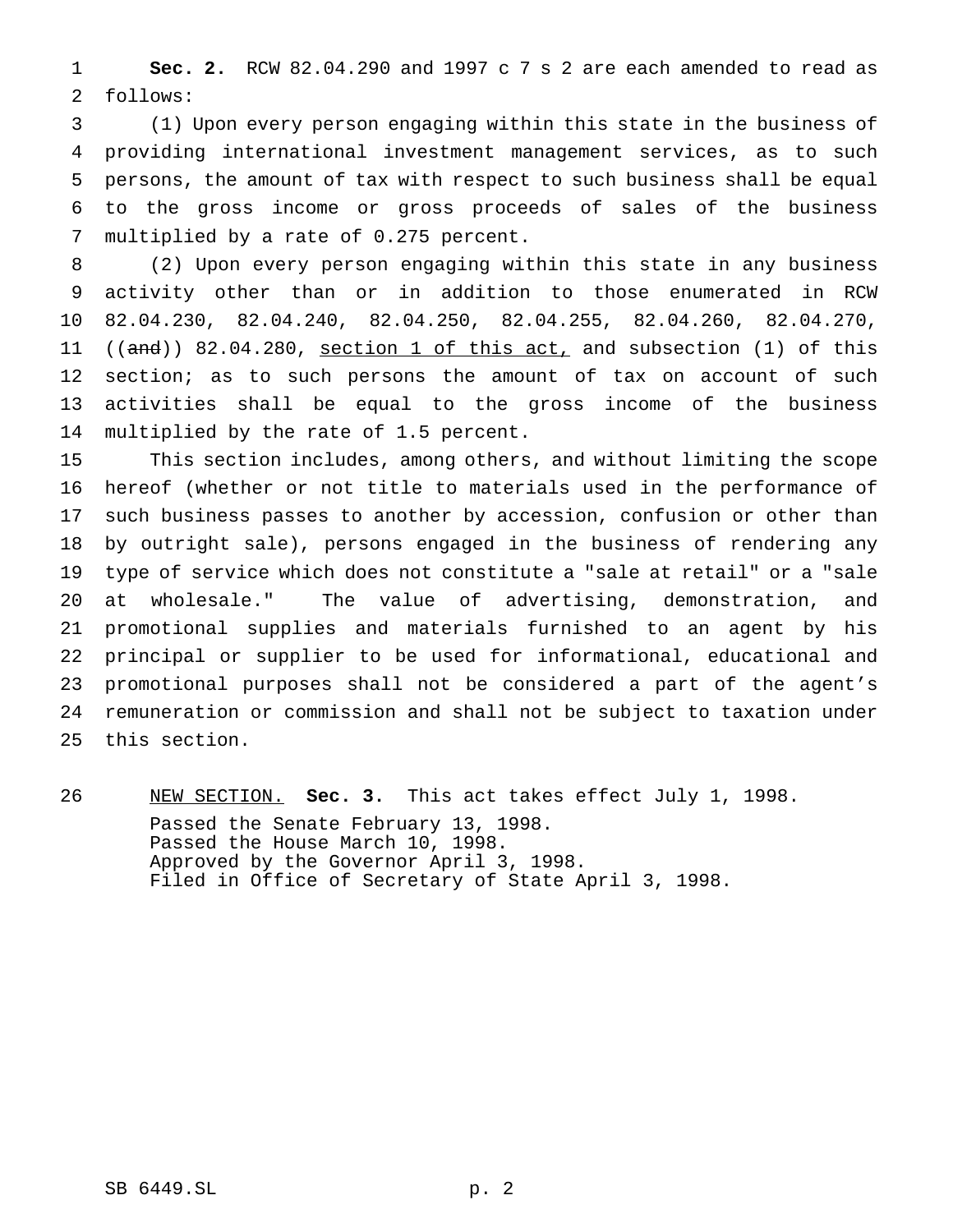**Sec. 2.** RCW 82.04.290 and 1997 c 7 s 2 are each amended to read as follows:

(1) Upon every person engaging within this state in the business of providing international investment management services, as to such persons, the amount of tax with respect to such business shall be equal to the gross income or gross proceeds of sales of the business multiplied by a rate of 0.275 percent.

(2) Upon every person engaging within this state in any business activity other than or in addition to those enumerated in RCW 82.04.230, 82.04.240, 82.04.250, 82.04.255, 82.04.260, 82.04.270, ((~~and~~)) 82.04.280, <u>section 1 of this act,</u> and subsection (1) of this section; as to such persons the amount of tax on account of such activities shall be equal to the gross income of the business multiplied by the rate of 1.5 percent.

This section includes, among others, and without limiting the scope hereof (whether or not title to materials used in the performance of such business passes to another by accession, confusion or other than by outright sale), persons engaged in the business of rendering any type of service which does not constitute a "sale at retail" or a "sale at wholesale." The value of advertising, demonstration, and promotional supplies and materials furnished to an agent by his principal or supplier to be used for informational, educational and promotional purposes shall not be considered a part of the agent's remuneration or commission and shall not be subject to taxation under this section.

<u>NEW SECTION.</u> **Sec. 3.** This act takes effect July 1, 1998.

Passed the Senate February 13, 1998.
Passed the House March 10, 1998.
Approved by the Governor April 3, 1998.
Filed in Office of Secretary of State April 3, 1998.